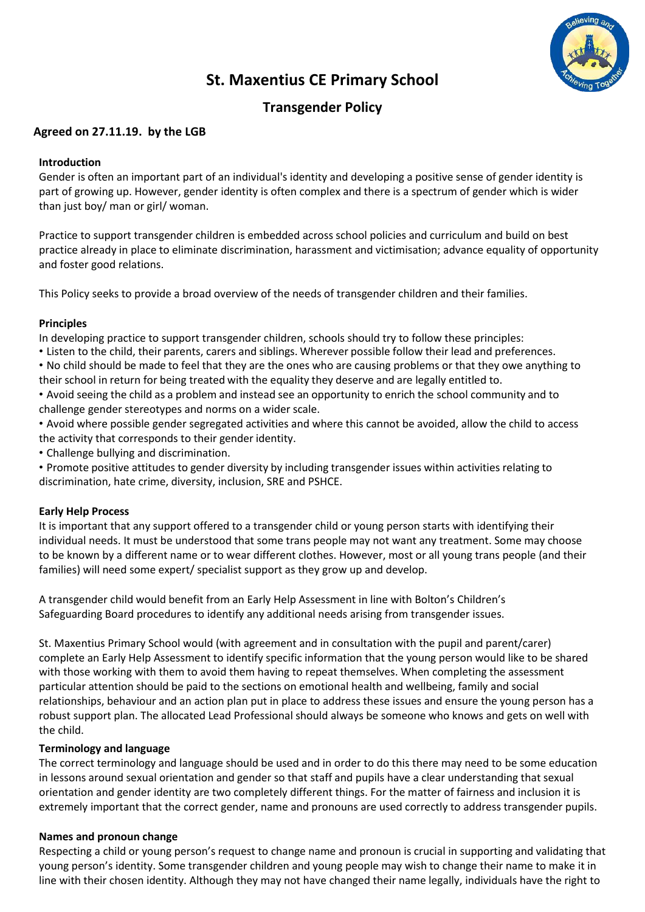# St. Maxentius CE Primary School

## Transgender Policy

**Agreed on 27.11.19. by the LGB**

### Introduction

Gender is often an important part of an individual's identity and developing a positive sense of gender identity is part of growing up. However, gender identity is often complex and there is a spectrum of gender which is wider than just boy/ man or girl/ woman.

Practice to support transgender children is embedded across school policies and curriculum and build on best practice already in place to eliminate discrimination, harassment and victimisation; advance equality of opportunity and foster good relations.

This Policy seeks to provide a broad overview of the needs of transgender children and their families.

### Principles

In developing practice to support transgender children, schools should try to follow these principles:

- Listen to the child, their parents, carers and siblings. Wherever possible follow their lead and preferences.
- No child should be made to feel that they are the ones who are causing problems or that they owe anything to their school in return for being treated with the equality they deserve and are legally entitled to.
- Avoid seeing the child as a problem and instead see an opportunity to enrich the school community and to challenge gender stereotypes and norms on a wider scale.
- Avoid where possible gender segregated activities and where this cannot be avoided, allow the child to access the activity that corresponds to their gender identity.
- Challenge bullying and discrimination.
- Promote positive attitudes to gender diversity by including transgender issues within activities relating to discrimination, hate crime, diversity, inclusion, SRE and PSHCE.

### Early Help Process

It is important that any support offered to a transgender child or young person starts with identifying their individual needs. It must be understood that some trans people may not want any treatment. Some may choose to be known by a different name or to wear different clothes. However, most or all young trans people (and their families) will need some expert/ specialist support as they grow up and develop.

A transgender child would benefit from an Early Help Assessment in line with Bolton's Children's Safeguarding Board procedures to identify any additional needs arising from transgender issues.

St. Maxentius Primary School would (with agreement and in consultation with the pupil and parent/carer) complete an Early Help Assessment to identify specific information that the young person would like to be shared with those working with them to avoid them having to repeat themselves. When completing the assessment particular attention should be paid to the sections on emotional health and wellbeing, family and social relationships, behaviour and an action plan put in place to address these issues and ensure the young person has a robust support plan. The allocated Lead Professional should always be someone who knows and gets on well with the child.

### Terminology and language

The correct terminology and language should be used and in order to do this there may need to be some education in lessons around sexual orientation and gender so that staff and pupils have a clear understanding that sexual orientation and gender identity are two completely different things. For the matter of fairness and inclusion it is extremely important that the correct gender, name and pronouns are used correctly to address transgender pupils.

### Names and pronoun change

Respecting a child or young person's request to change name and pronoun is crucial in supporting and validating that young person's identity. Some transgender children and young people may wish to change their name to make it in line with their chosen identity. Although they may not have changed their name legally, individuals have the right to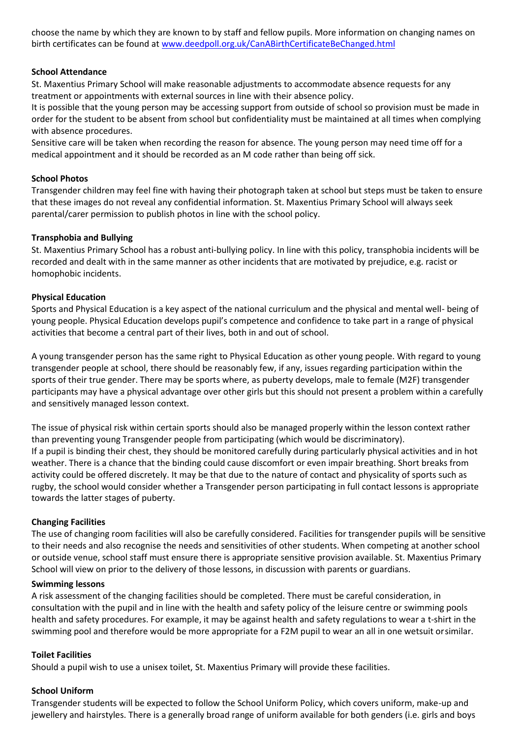choose the name by which they are known to by staff and fellow pupils. More information on changing names on birth certificates can be found at [www.deedpoll.org.uk/CanABirthCertificateBeChanged.html](www.deedpoll.org.uk/CanABirthCertificateBeChanged.html)

**School Attendance**

St. Maxentius Primary School will make reasonable adjustments to accommodate absence requests for any treatment or appointments with external sources in line with their absence policy.

It is possible that the young person may be accessing support from outside of school so provision must be made in order for the student to be absent from school but confidentiality must be maintained at all times when complying with absence procedures.

Sensitive care will be taken when recording the reason for absence. The young person may need time off for a medical appointment and it should be recorded as an M code rather than being off sick.

**School Photos**

Transgender children may feel fine with having their photograph taken at school but steps must be taken to ensure that these images do not reveal any confidential information. St. Maxentius Primary School will always seek parental/carer permission to publish photos in line with the school policy.

**Transphobia and Bullying**

St. Maxentius Primary School has a robust anti-bullying policy. In line with this policy, transphobia incidents will be recorded and dealt with in the same manner as other incidents that are motivated by prejudice, e.g. racist or homophobic incidents.

**Physical Education**

Sports and Physical Education is a key aspect of the national curriculum and the physical and mental well- being of young people. Physical Education develops pupil's competence and confidence to take part in a range of physical activities that become a central part of their lives, both in and out of school.

A young transgender person has the same right to Physical Education as other young people. With regard to young transgender people at school, there should be reasonably few, if any, issues regarding participation within the sports of their true gender. There may be sports where, as puberty develops, male to female (M2F) transgender participants may have a physical advantage over other girls but this should not present a problem within a carefully and sensitively managed lesson context.

The issue of physical risk within certain sports should also be managed properly within the lesson context rather than preventing young Transgender people from participating (which would be discriminatory).

If a pupil is binding their chest, they should be monitored carefully during particularly physical activities and in hot weather. There is a chance that the binding could cause discomfort or even impair breathing. Short breaks from activity could be offered discretely. It may be that due to the nature of contact and physicality of sports such as rugby, the school would consider whether a Transgender person participating in full contact lessons is appropriate towards the latter stages of puberty.

**Changing Facilities**

The use of changing room facilities will also be carefully considered. Facilities for transgender pupils will be sensitive to their needs and also recognise the needs and sensitivities of other students. When competing at another school or outside venue, school staff must ensure there is appropriate sensitive provision available. St. Maxentius Primary School will view on prior to the delivery of those lessons, in discussion with parents or guardians.

**Swimming lessons**

A risk assessment of the changing facilities should be completed. There must be careful consideration, in consultation with the pupil and in line with the health and safety policy of the leisure centre or swimming pools health and safety procedures. For example, it may be against health and safety regulations to wear a t-shirt in the swimming pool and therefore would be more appropriate for a F2M pupil to wear an all in one wetsuit orsimilar.

**Toilet Facilities**

Should a pupil wish to use a unisex toilet, St. Maxentius Primary will provide these facilities.

**School Uniform**

Transgender students will be expected to follow the School Uniform Policy, which covers uniform, make-up and jewellery and hairstyles. There is a generally broad range of uniform available for both genders (i.e. girls and boys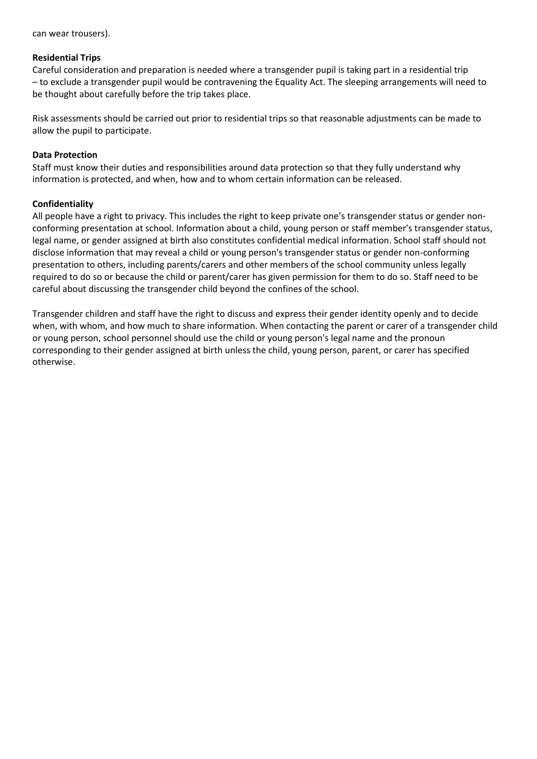can wear trousers).

**Residential Trips**

Careful consideration and preparation is needed where a transgender pupil is taking part in a residential trip – to exclude a transgender pupil would be contravening the Equality Act. The sleeping arrangements will need to be thought about carefully before the trip takes place.

Risk assessments should be carried out prior to residential trips so that reasonable adjustments can be made to allow the pupil to participate.

**Data Protection**

Staff must know their duties and responsibilities around data protection so that they fully understand why information is protected, and when, how and to whom certain information can be released.

**Confidentiality**

All people have a right to privacy. This includes the right to keep private one's transgender status or gender non-conforming presentation at school. Information about a child, young person or staff member's transgender status, legal name, or gender assigned at birth also constitutes confidential medical information. School staff should not disclose information that may reveal a child or young person's transgender status or gender non-conforming presentation to others, including parents/carers and other members of the school community unless legally required to do so or because the child or parent/carer has given permission for them to do so. Staff need to be careful about discussing the transgender child beyond the confines of the school.

Transgender children and staff have the right to discuss and express their gender identity openly and to decide when, with whom, and how much to share information. When contacting the parent or carer of a transgender child or young person, school personnel should use the child or young person's legal name and the pronoun corresponding to their gender assigned at birth unless the child, young person, parent, or carer has specified otherwise.